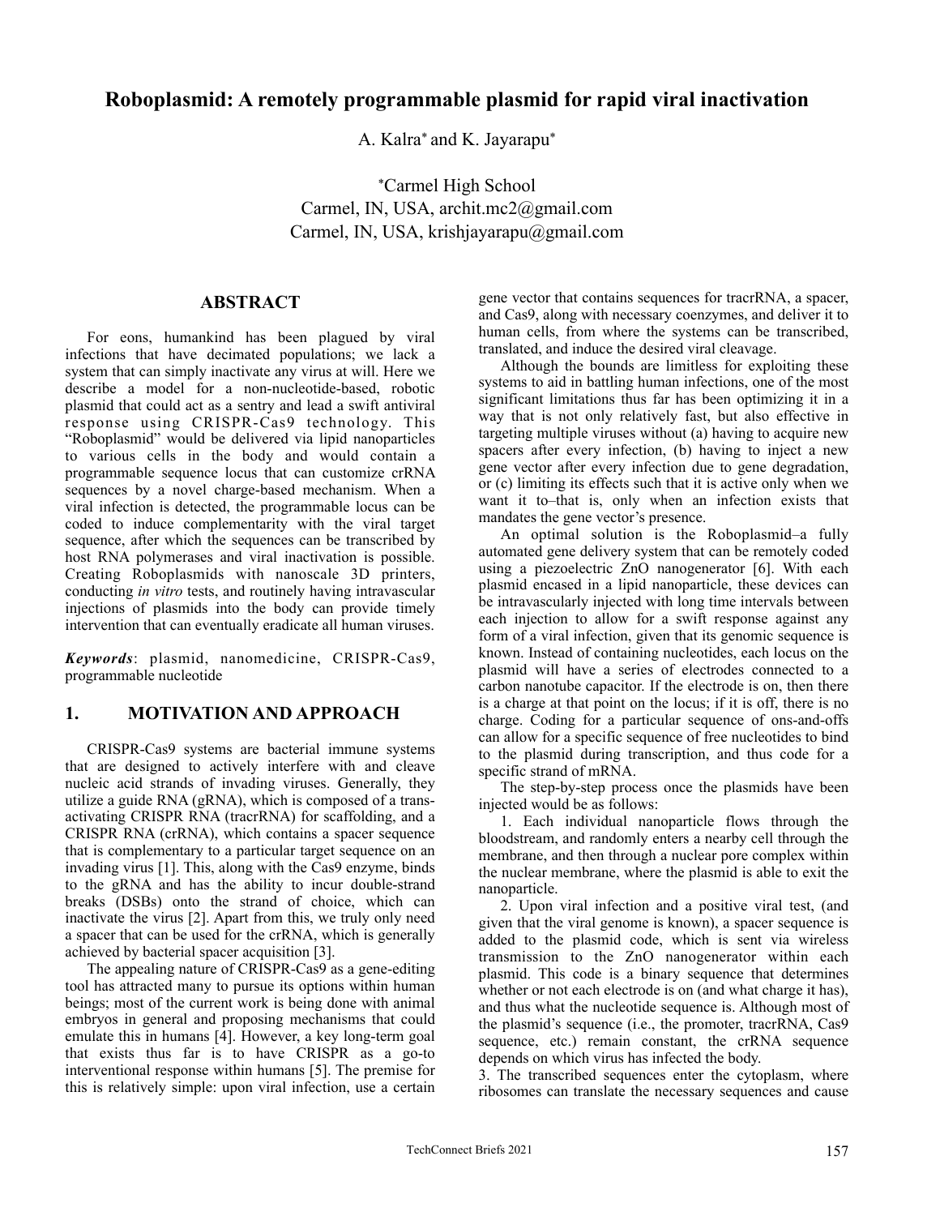# Roboplasmid: A remotely programmable plasmid for rapid viral inactivation

A. Kalra* and K. Jayarapu*

*Carmel High School
Carmel, IN, USA, archit.mc2@gmail.com
Carmel, IN, USA, krishjayarapu@gmail.com

## ABSTRACT

For eons, humankind has been plagued by viral infections that have decimated populations; we lack a system that can simply inactivate any virus at will. Here we describe a model for a non-nucleotide-based, robotic plasmid that could act as a sentry and lead a swift antiviral response using CRISPR-Cas9 technology. This "Roboplasmid" would be delivered via lipid nanoparticles to various cells in the body and would contain a programmable sequence locus that can customize crRNA sequences by a novel charge-based mechanism. When a viral infection is detected, the programmable locus can be coded to induce complementarity with the viral target sequence, after which the sequences can be transcribed by host RNA polymerases and viral inactivation is possible. Creating Roboplasmids with nanoscale 3D printers, conducting *in vitro* tests, and routinely having intravascular injections of plasmids into the body can provide timely intervention that can eventually eradicate all human viruses.

***Keywords***: plasmid, nanomedicine, CRISPR-Cas9, programmable nucleotide

## 1. MOTIVATION AND APPROACH

CRISPR-Cas9 systems are bacterial immune systems that are designed to actively interfere with and cleave nucleic acid strands of invading viruses. Generally, they utilize a guide RNA (gRNA), which is composed of a trans-activating CRISPR RNA (tracrRNA) for scaffolding, and a CRISPR RNA (crRNA), which contains a spacer sequence that is complementary to a particular target sequence on an invading virus [1]. This, along with the Cas9 enzyme, binds to the gRNA and has the ability to incur double-strand breaks (DSBs) onto the strand of choice, which can inactivate the virus [2]. Apart from this, we truly only need a spacer that can be used for the crRNA, which is generally achieved by bacterial spacer acquisition [3].

The appealing nature of CRISPR-Cas9 as a gene-editing tool has attracted many to pursue its options within human beings; most of the current work is being done with animal embryos in general and proposing mechanisms that could emulate this in humans [4]. However, a key long-term goal that exists thus far is to have CRISPR as a go-to interventional response within humans [5]. The premise for this is relatively simple: upon viral infection, use a certain gene vector that contains sequences for tracrRNA, a spacer, and Cas9, along with necessary coenzymes, and deliver it to human cells, from where the systems can be transcribed, translated, and induce the desired viral cleavage.

Although the bounds are limitless for exploiting these systems to aid in battling human infections, one of the most significant limitations thus far has been optimizing it in a way that is not only relatively fast, but also effective in targeting multiple viruses without (a) having to acquire new spacers after every infection, (b) having to inject a new gene vector after every infection due to gene degradation, or (c) limiting its effects such that it is active only when we want it to–that is, only when an infection exists that mandates the gene vector's presence.

An optimal solution is the Roboplasmid–a fully automated gene delivery system that can be remotely coded using a piezoelectric ZnO nanogenerator [6]. With each plasmid encased in a lipid nanoparticle, these devices can be intravascularly injected with long time intervals between each injection to allow for a swift response against any form of a viral infection, given that its genomic sequence is known. Instead of containing nucleotides, each locus on the plasmid will have a series of electrodes connected to a carbon nanotube capacitor. If the electrode is on, then there is a charge at that point on the locus; if it is off, there is no charge. Coding for a particular sequence of ons-and-offs can allow for a specific sequence of free nucleotides to bind to the plasmid during transcription, and thus code for a specific strand of mRNA.

The step-by-step process once the plasmids have been injected would be as follows:

1. Each individual nanoparticle flows through the bloodstream, and randomly enters a nearby cell through the membrane, and then through a nuclear pore complex within the nuclear membrane, where the plasmid is able to exit the nanoparticle.

2. Upon viral infection and a positive viral test, (and given that the viral genome is known), a spacer sequence is added to the plasmid code, which is sent via wireless transmission to the ZnO nanogenerator within each plasmid. This code is a binary sequence that determines whether or not each electrode is on (and what charge it has), and thus what the nucleotide sequence is. Although most of the plasmid's sequence (i.e., the promoter, tracrRNA, Cas9 sequence, etc.) remain constant, the crRNA sequence depends on which virus has infected the body.

3. The transcribed sequences enter the cytoplasm, where ribosomes can translate the necessary sequences and cause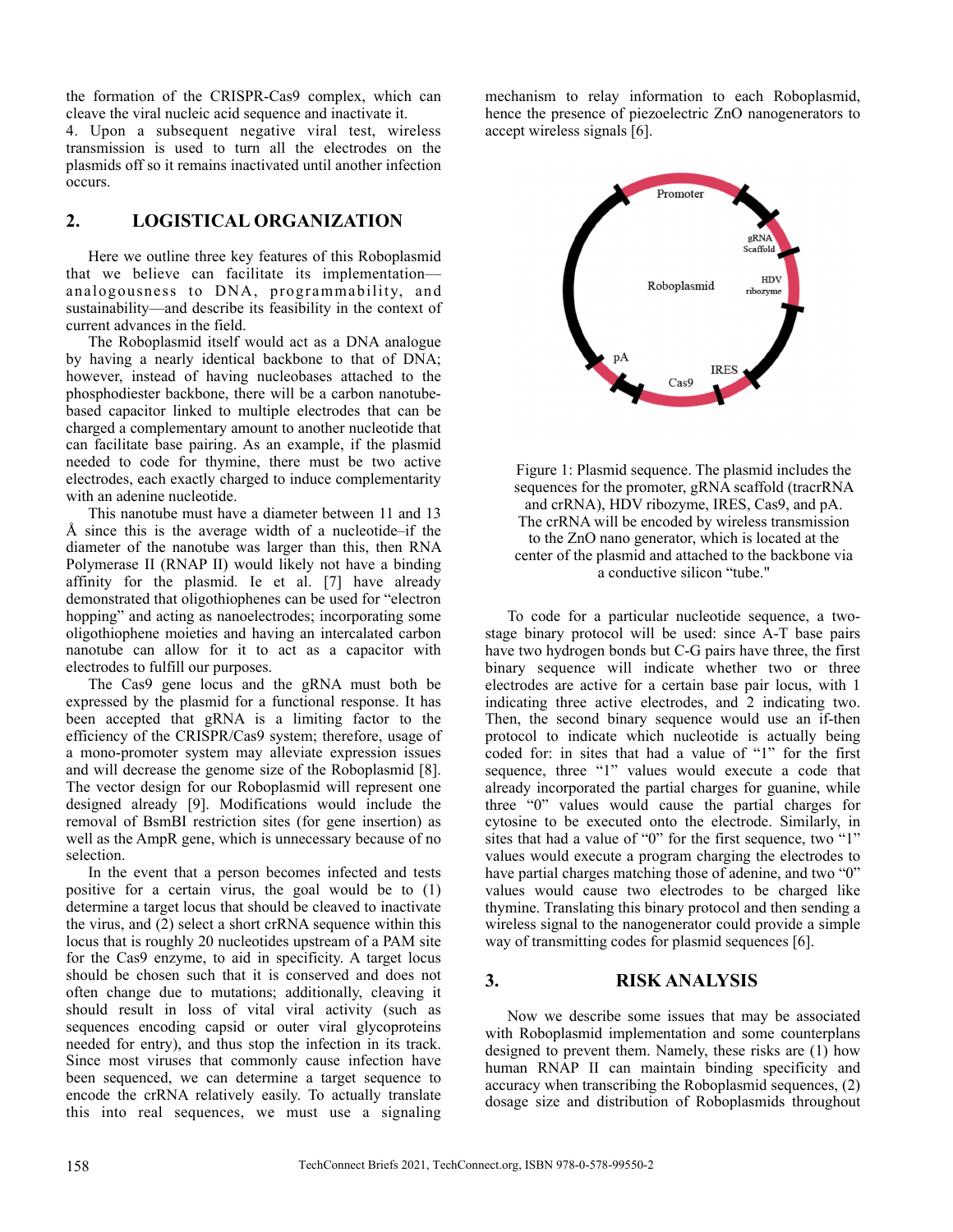the formation of the CRISPR-Cas9 complex, which can cleave the viral nucleic acid sequence and inactivate it.

4. Upon a subsequent negative viral test, wireless transmission is used to turn all the electrodes on the plasmids off so it remains inactivated until another infection occurs.

## 2. LOGISTICAL ORGANIZATION

Here we outline three key features of this Roboplasmid that we believe can facilitate its implementation—analogousness to DNA, programmability, and sustainability—and describe its feasibility in the context of current advances in the field.

The Roboplasmid itself would act as a DNA analogue by having a nearly identical backbone to that of DNA; however, instead of having nucleobases attached to the phosphodiester backbone, there will be a carbon nanotube-based capacitor linked to multiple electrodes that can be charged a complementary amount to another nucleotide that can facilitate base pairing. As an example, if the plasmid needed to code for thymine, there must be two active electrodes, each exactly charged to induce complementarity with an adenine nucleotide.

This nanotube must have a diameter between 11 and 13 Å since this is the average width of a nucleotide–if the diameter of the nanotube was larger than this, then RNA Polymerase II (RNAP II) would likely not have a binding affinity for the plasmid. Ie et al. [7] have already demonstrated that oligothiophenes can be used for "electron hopping" and acting as nanoelectrodes; incorporating some oligothiophene moieties and having an intercalated carbon nanotube can allow for it to act as a capacitor with electrodes to fulfill our purposes.

The Cas9 gene locus and the gRNA must both be expressed by the plasmid for a functional response. It has been accepted that gRNA is a limiting factor to the efficiency of the CRISPR/Cas9 system; therefore, usage of a mono-promoter system may alleviate expression issues and will decrease the genome size of the Roboplasmid [8]. The vector design for our Roboplasmid will represent one designed already [9]. Modifications would include the removal of BsmBI restriction sites (for gene insertion) as well as the AmpR gene, which is unnecessary because of no selection.

In the event that a person becomes infected and tests positive for a certain virus, the goal would be to (1) determine a target locus that should be cleaved to inactivate the virus, and (2) select a short crRNA sequence within this locus that is roughly 20 nucleotides upstream of a PAM site for the Cas9 enzyme, to aid in specificity. A target locus should be chosen such that it is conserved and does not often change due to mutations; additionally, cleaving it should result in loss of vital viral activity (such as sequences encoding capsid or outer viral glycoproteins needed for entry), and thus stop the infection in its track. Since most viruses that commonly cause infection have been sequenced, we can determine a target sequence to encode the crRNA relatively easily. To actually translate this into real sequences, we must use a signaling mechanism to relay information to each Roboplasmid, hence the presence of piezoelectric ZnO nanogenerators to accept wireless signals [6].

Figure 1: Plasmid sequence. The plasmid includes the sequences for the promoter, gRNA scaffold (tracrRNA and crRNA), HDV ribozyme, IRES, Cas9, and pA. The crRNA will be encoded by wireless transmission to the ZnO nano generator, which is located at the center of the plasmid and attached to the backbone via a conductive silicon "tube."

To code for a particular nucleotide sequence, a two-stage binary protocol will be used: since A-T base pairs have two hydrogen bonds but C-G pairs have three, the first binary sequence will indicate whether two or three electrodes are active for a certain base pair locus, with 1 indicating three active electrodes, and 2 indicating two. Then, the second binary sequence would use an if-then protocol to indicate which nucleotide is actually being coded for: in sites that had a value of "1" for the first sequence, three "1" values would execute a code that already incorporated the partial charges for guanine, while three "0" values would cause the partial charges for cytosine to be executed onto the electrode. Similarly, in sites that had a value of "0" for the first sequence, two "1" values would execute a program charging the electrodes to have partial charges matching those of adenine, and two "0" values would cause two electrodes to be charged like thymine. Translating this binary protocol and then sending a wireless signal to the nanogenerator could provide a simple way of transmitting codes for plasmid sequences [6].

## 3. RISK ANALYSIS

Now we describe some issues that may be associated with Roboplasmid implementation and some counterplans designed to prevent them. Namely, these risks are (1) how human RNAP II can maintain binding specificity and accuracy when transcribing the Roboplasmid sequences, (2) dosage size and distribution of Roboplasmids throughout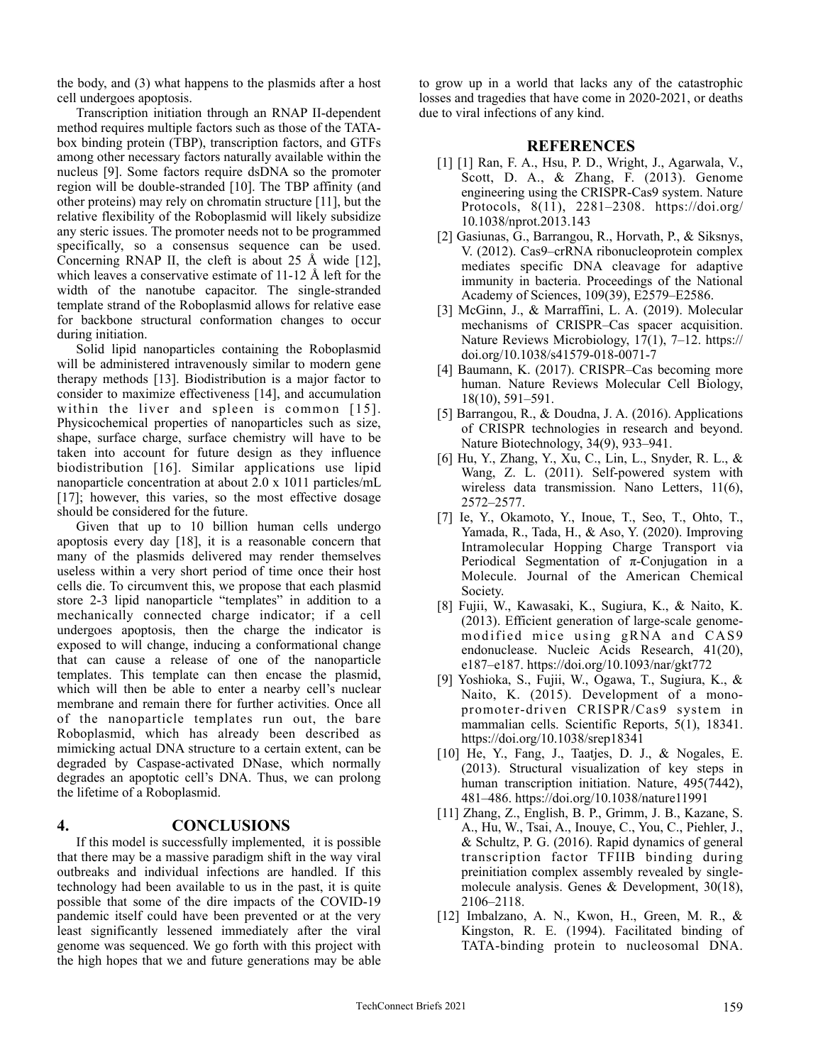the body, and (3) what happens to the plasmids after a host cell undergoes apoptosis.

Transcription initiation through an RNAP II-dependent method requires multiple factors such as those of the TATA-box binding protein (TBP), transcription factors, and GTFs among other necessary factors naturally available within the nucleus [9]. Some factors require dsDNA so the promoter region will be double-stranded [10]. The TBP affinity (and other proteins) may rely on chromatin structure [11], but the relative flexibility of the Roboplasmid will likely subsidize any steric issues. The promoter needs not to be programmed specifically, so a consensus sequence can be used. Concerning RNAP II, the cleft is about 25 Å wide [12], which leaves a conservative estimate of 11-12 Å left for the width of the nanotube capacitor. The single-stranded template strand of the Roboplasmid allows for relative ease for backbone structural conformation changes to occur during initiation.

Solid lipid nanoparticles containing the Roboplasmid will be administered intravenously similar to modern gene therapy methods [13]. Biodistribution is a major factor to consider to maximize effectiveness [14], and accumulation within the liver and spleen is common [15]. Physicochemical properties of nanoparticles such as size, shape, surface charge, surface chemistry will have to be taken into account for future design as they influence biodistribution [16]. Similar applications use lipid nanoparticle concentration at about 2.0 x 1011 particles/mL [17]; however, this varies, so the most effective dosage should be considered for the future.

Given that up to 10 billion human cells undergo apoptosis every day [18], it is a reasonable concern that many of the plasmids delivered may render themselves useless within a very short period of time once their host cells die. To circumvent this, we propose that each plasmid store 2-3 lipid nanoparticle "templates" in addition to a mechanically connected charge indicator; if a cell undergoes apoptosis, then the charge the indicator is exposed to will change, inducing a conformational change that can cause a release of one of the nanoparticle templates. This template can then encase the plasmid, which will then be able to enter a nearby cell's nuclear membrane and remain there for further activities. Once all of the nanoparticle templates run out, the bare Roboplasmid, which has already been described as mimicking actual DNA structure to a certain extent, can be degraded by Caspase-activated DNase, which normally degrades an apoptotic cell's DNA. Thus, we can prolong the lifetime of a Roboplasmid.

## 4. CONCLUSIONS

If this model is successfully implemented, it is possible that there may be a massive paradigm shift in the way viral outbreaks and individual infections are handled. If this technology had been available to us in the past, it is quite possible that some of the dire impacts of the COVID-19 pandemic itself could have been prevented or at the very least significantly lessened immediately after the viral genome was sequenced. We go forth with this project with the high hopes that we and future generations may be able to grow up in a world that lacks any of the catastrophic losses and tragedies that have come in 2020-2021, or deaths due to viral infections of any kind.

## REFERENCES

[1] [1] Ran, F. A., Hsu, P. D., Wright, J., Agarwala, V., Scott, D. A., & Zhang, F. (2013). Genome engineering using the CRISPR-Cas9 system. Nature Protocols, 8(11), 2281–2308. https://doi.org/10.1038/nprot.2013.143

[2] Gasiunas, G., Barrangou, R., Horvath, P., & Siksnys, V. (2012). Cas9–crRNA ribonucleoprotein complex mediates specific DNA cleavage for adaptive immunity in bacteria. Proceedings of the National Academy of Sciences, 109(39), E2579–E2586.

[3] McGinn, J., & Marraffini, L. A. (2019). Molecular mechanisms of CRISPR–Cas spacer acquisition. Nature Reviews Microbiology, 17(1), 7–12. https://doi.org/10.1038/s41579-018-0071-7

[4] Baumann, K. (2017). CRISPR–Cas becoming more human. Nature Reviews Molecular Cell Biology, 18(10), 591–591.

[5] Barrangou, R., & Doudna, J. A. (2016). Applications of CRISPR technologies in research and beyond. Nature Biotechnology, 34(9), 933–941.

[6] Hu, Y., Zhang, Y., Xu, C., Lin, L., Snyder, R. L., & Wang, Z. L. (2011). Self-powered system with wireless data transmission. Nano Letters, 11(6), 2572–2577.

[7] Ie, Y., Okamoto, Y., Inoue, T., Seo, T., Ohto, T., Yamada, R., Tada, H., & Aso, Y. (2020). Improving Intramolecular Hopping Charge Transport via Periodical Segmentation of π-Conjugation in a Molecule. Journal of the American Chemical Society.

[8] Fujii, W., Kawasaki, K., Sugiura, K., & Naito, K. (2013). Efficient generation of large-scale genome-modified mice using gRNA and CAS9 endonuclease. Nucleic Acids Research, 41(20), e187–e187. https://doi.org/10.1093/nar/gkt772

[9] Yoshioka, S., Fujii, W., Ogawa, T., Sugiura, K., & Naito, K. (2015). Development of a mono-promoter-driven CRISPR/Cas9 system in mammalian cells. Scientific Reports, 5(1), 18341. https://doi.org/10.1038/srep18341

[10] He, Y., Fang, J., Taatjes, D. J., & Nogales, E. (2013). Structural visualization of key steps in human transcription initiation. Nature, 495(7442), 481–486. https://doi.org/10.1038/nature11991

[11] Zhang, Z., English, B. P., Grimm, J. B., Kazane, S. A., Hu, W., Tsai, A., Inouye, C., You, C., Piehler, J., & Schultz, P. G. (2016). Rapid dynamics of general transcription factor TFIIB binding during preinitiation complex assembly revealed by single-molecule analysis. Genes & Development, 30(18), 2106–2118.

[12] Imbalzano, A. N., Kwon, H., Green, M. R., & Kingston, R. E. (1994). Facilitated binding of TATA-binding protein to nucleosomal DNA.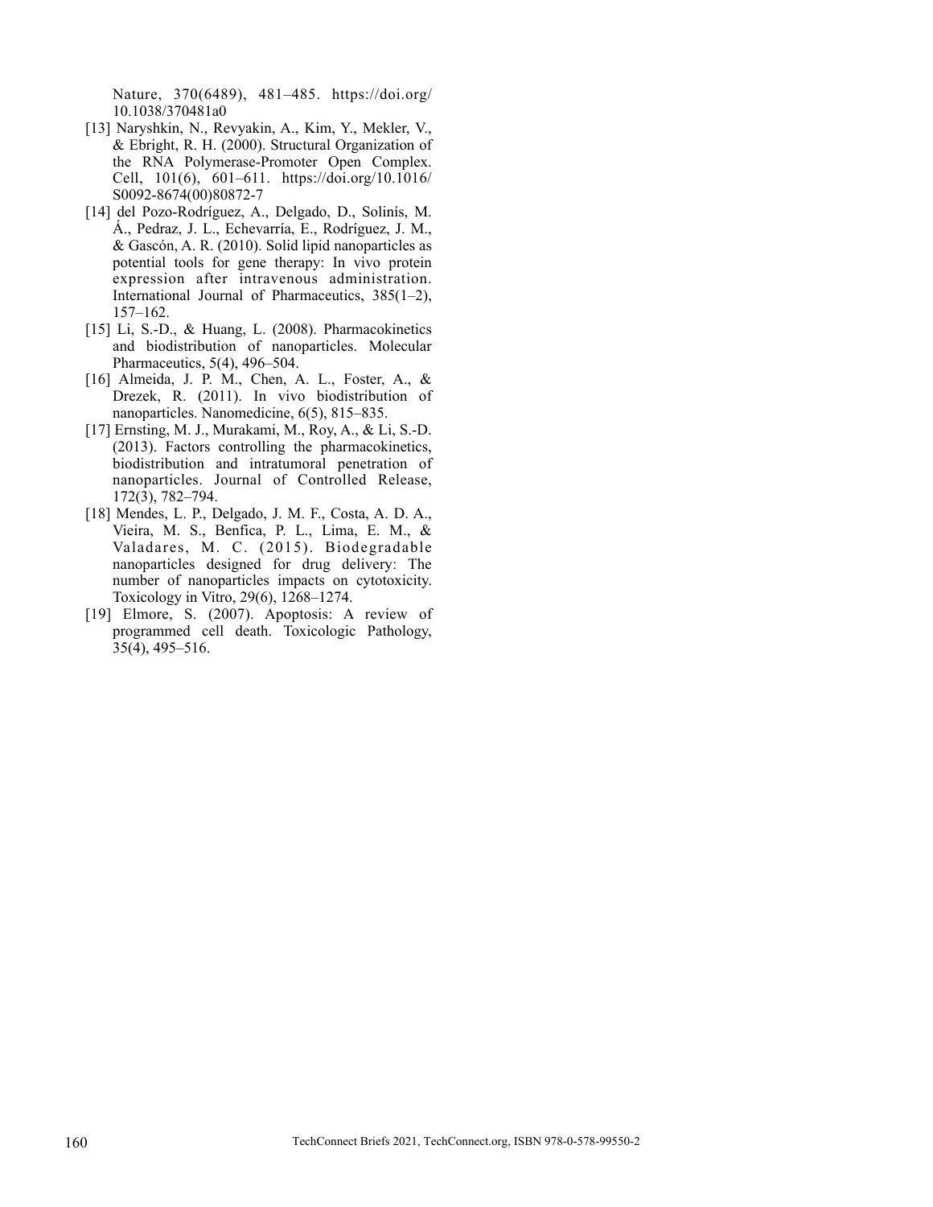Nature, 370(6489), 481–485. https://doi.org/10.1038/370481a0

[13] Naryshkin, N., Revyakin, A., Kim, Y., Mekler, V., & Ebright, R. H. (2000). Structural Organization of the RNA Polymerase-Promoter Open Complex. Cell, 101(6), 601–611. https://doi.org/10.1016/S0092-8674(00)80872-7

[14] del Pozo-Rodríguez, A., Delgado, D., Solinís, M. Á., Pedraz, J. L., Echevarría, E., Rodríguez, J. M., & Gascón, A. R. (2010). Solid lipid nanoparticles as potential tools for gene therapy: In vivo protein expression after intravenous administration. International Journal of Pharmaceutics, 385(1–2), 157–162.

[15] Li, S.-D., & Huang, L. (2008). Pharmacokinetics and biodistribution of nanoparticles. Molecular Pharmaceutics, 5(4), 496–504.

[16] Almeida, J. P. M., Chen, A. L., Foster, A., & Drezek, R. (2011). In vivo biodistribution of nanoparticles. Nanomedicine, 6(5), 815–835.

[17] Ernsting, M. J., Murakami, M., Roy, A., & Li, S.-D. (2013). Factors controlling the pharmacokinetics, biodistribution and intratumoral penetration of nanoparticles. Journal of Controlled Release, 172(3), 782–794.

[18] Mendes, L. P., Delgado, J. M. F., Costa, A. D. A., Vieira, M. S., Benfica, P. L., Lima, E. M., & Valadares, M. C. (2015). Biodegradable nanoparticles designed for drug delivery: The number of nanoparticles impacts on cytotoxicity. Toxicology in Vitro, 29(6), 1268–1274.

[19] Elmore, S. (2007). Apoptosis: A review of programmed cell death. Toxicologic Pathology, 35(4), 495–516.